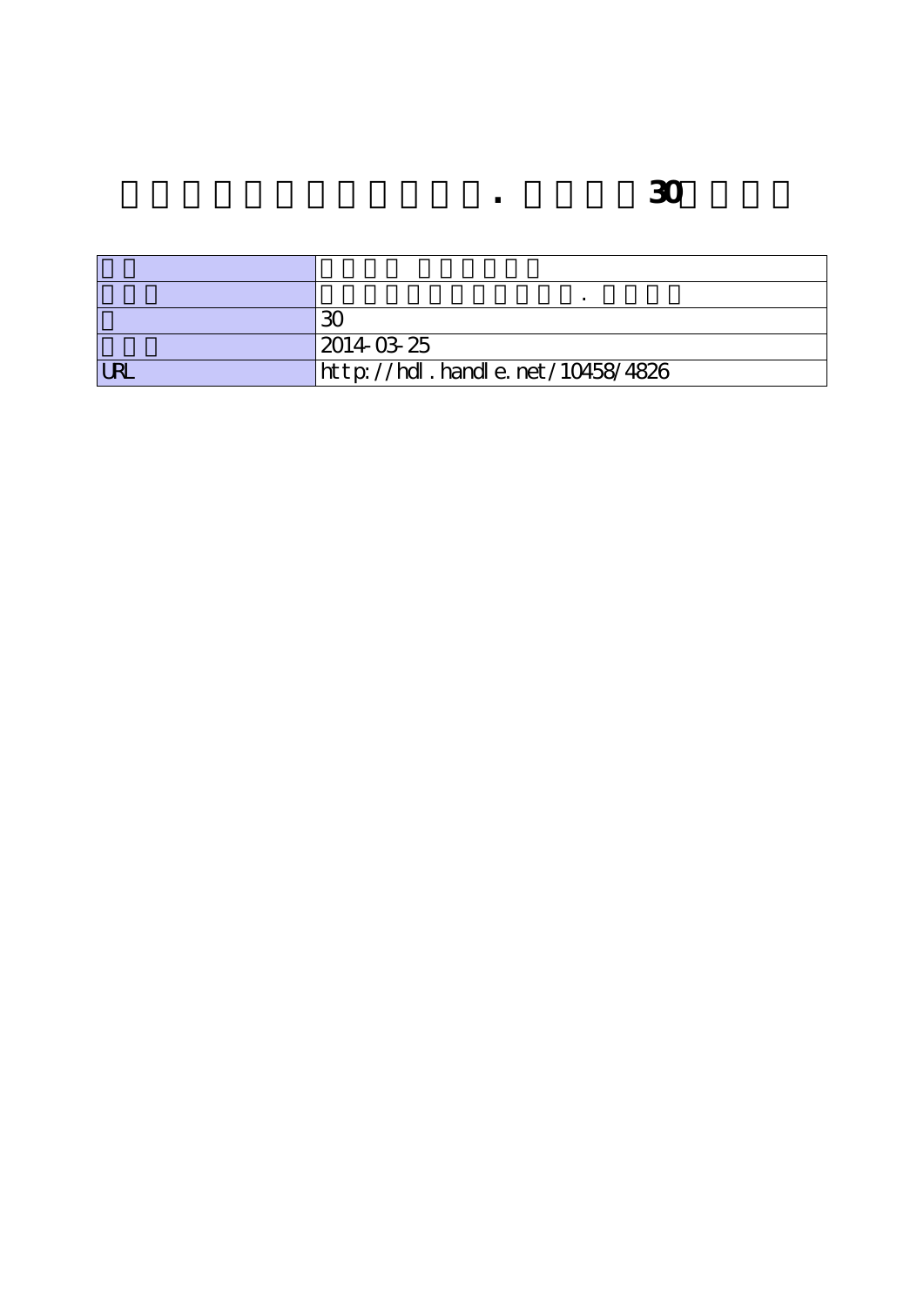# . 30

| | |
|---|---|
| | |
| | . |
| | 30 |
| | 2014-03-25 |
| URL | http://hdl.handle.net/10458/4826 |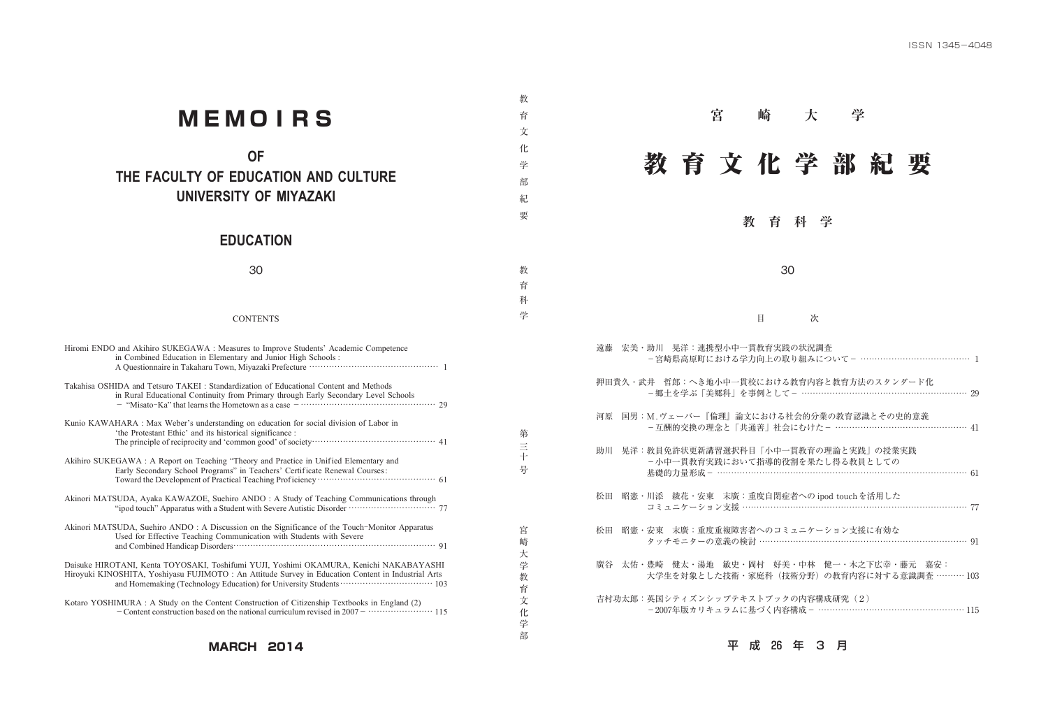ISSN 1345−4048

# MEMOIRS

## OF
## THE FACULTY OF EDUCATION AND CULTURE
## UNIVERSITY OF MIYAZAKI

## EDUCATION

30

CONTENTS

Hiromi ENDO and Akihiro SUKEGAWA : Measures to Improve Students' Academic Competence in Combined Education in Elementary and Junior High Schools : A Questionnaire in Takaharu Town, Miyazaki Prefecture ……………………………………… 1

Takahisa OSHIDA and Tetsuro TAKEI : Standardization of Educational Content and Methods in Rural Educational Continuity from Primary through Early Secondary Level Schools − "Misato-Ka" that learns the Hometown as a case − ……………………………………… 29

Kunio KAWAHARA : Max Weber's understanding on education for social division of Labor in 'the Protestant Ethic' and its historical significance : The principle of reciprocity and 'common good' of society……………………………………… 41

Akihiro SUKEGAWA : A Report on Teaching "Theory and Practice in Unified Elementary and Early Secondary School Programs" in Teachers' Certificate Renewal Courses: Toward the Development of Practical Teaching Proficiency……………………………………… 61

Akinori MATSUDA, Ayaka KAWAZOE, Suehiro ANDO : A Study of Teaching Communications through "ipod touch" Apparatus with a Student with Severe Autistic Disorder ……………………………… 77

Akinori MATSUDA, Suehiro ANDO : A Discussion on the Significance of the Touch-Monitor Apparatus Used for Effective Teaching Communication with Students with Severe and Combined Handicap Disorders……………………………………… 91

Daisuke HIROTANI, Kenta TOYOSAKI, Toshifumi YUJI, Yoshimi OKAMURA, Kenichi NAKABAYASHI Hiroyuki KINOSHITA, Yoshiyasu FUJIMOTO : An Attitude Survey in Education Content in Industrial Arts and Homemaking (Technology Education) for University Students……………………………… 103

Kotaro YOSHIMURA : A Study on the Content Construction of Citizenship Textbooks in England (2) − Content construction based on the national curriculum revised in 2007 − …………………… 115

**MARCH 2014**

教育文化学部紀要　教育科学　第三十号　宮崎大学教育文化学部

# 宮　崎　大　学

# 教育文化学部紀要

## 教　育　科　学

30

目　　次

遠藤　宏美・助川　晃洋：連携型小中一貫教育実践の状況調査
　－宮崎県高原町における学力向上の取り組みについて－ ……………………………… 1

押田貴久・武井　哲郎：へき地小中一貫校における教育内容と教育方法のスタンダード化
　－郷土を学ぶ「美郷科」を事例として－ ……………………………………… 29

河原　国男：M.ヴェーバー『倫理』論文における社会的分業の教育認識とその史的意義
　－互酬的交換の理念と「共通善」社会にむけた－ ……………………………… 41

助川　晃洋：教員免許状更新講習選択科目「小中一貫教育の理論と実践」の授業実践
　－小中一貫教育実践において指導的役割を果たし得る教員としての
　基礎的力量形成－ ……………………………………… 61

松田　昭憲・川添　綾花・安東　末廣：重度自閉症者へのipod touchを活用した
　コミュニケーション支援 ……………………………………… 77

松田　昭憲・安東　末廣：重度重複障害者へのコミュニケーション支援に有効な
　タッチモニターの意義の検討 ……………………………………… 91

廣谷　太佑・豊崎　健太・湯地　敏史・岡村　好美・中林　健一・木之下広幸・藤元　嘉安：
　大学生を対象とした技術・家庭科（技術分野）の教育内容に対する意識調査 ………… 103

吉村功太郎：英国シティズンシップテキストブックの内容構成研究（２）
　－2007年版カリキュラムに基づく内容構成－ ……………………………… 115

**平 成 26 年 3 月**